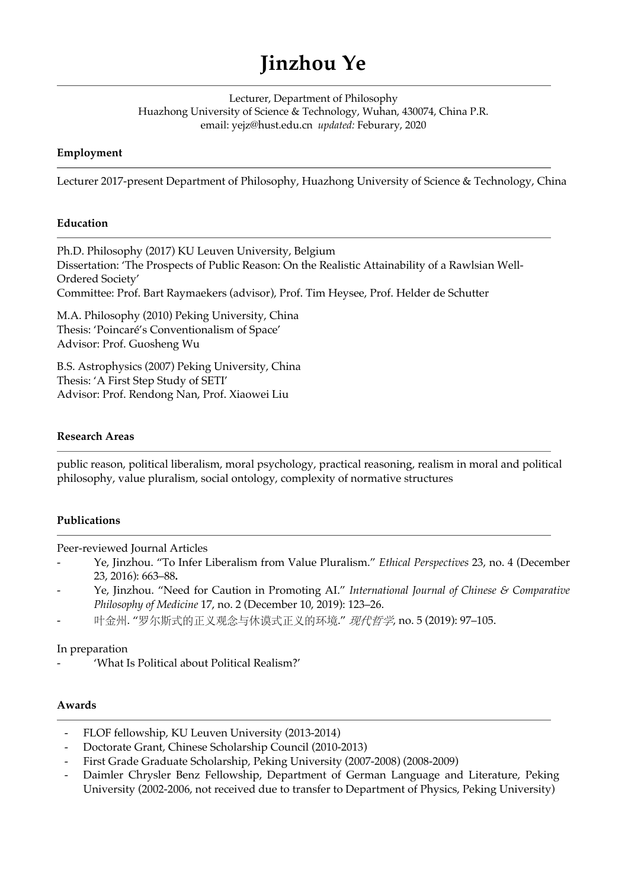# Jinzhou Ye

Lecturer, Department of Philosophy
Huazhong University of Science & Technology, Wuhan, 430074, China P.R.
email: yejz@hust.edu.cn *updated:* Feburary, 2020

## Employment

Lecturer 2017-present Department of Philosophy, Huazhong University of Science & Technology, China

## Education

Ph.D. Philosophy (2017) KU Leuven University, Belgium
Dissertation: 'The Prospects of Public Reason: On the Realistic Attainability of a Rawlsian Well-Ordered Society'
Committee: Prof. Bart Raymaekers (advisor), Prof. Tim Heysee, Prof. Helder de Schutter

M.A. Philosophy (2010) Peking University, China
Thesis: 'Poincaré's Conventionalism of Space'
Advisor: Prof. Guosheng Wu

B.S. Astrophysics (2007) Peking University, China
Thesis: 'A First Step Study of SETI'
Advisor: Prof. Rendong Nan, Prof. Xiaowei Liu

## Research Areas

public reason, political liberalism, moral psychology, practical reasoning, realism in moral and political philosophy, value pluralism, social ontology, complexity of normative structures

## Publications

Peer-reviewed Journal Articles

- Ye, Jinzhou. "To Infer Liberalism from Value Pluralism." *Ethical Perspectives* 23, no. 4 (December 23, 2016): 663–88.
- Ye, Jinzhou. "Need for Caution in Promoting AI." *International Journal of Chinese & Comparative Philosophy of Medicine* 17, no. 2 (December 10, 2019): 123–26.
- 叶金州. "罗尔斯式的正义观念与休谟式正义的环境." *现代哲学*, no. 5 (2019): 97–105.

In preparation

- 'What Is Political about Political Realism?'

## Awards

- FLOF fellowship, KU Leuven University (2013-2014)
- Doctorate Grant, Chinese Scholarship Council (2010-2013)
- First Grade Graduate Scholarship, Peking University (2007-2008) (2008-2009)
- Daimler Chrysler Benz Fellowship, Department of German Language and Literature, Peking University (2002-2006, not received due to transfer to Department of Physics, Peking University)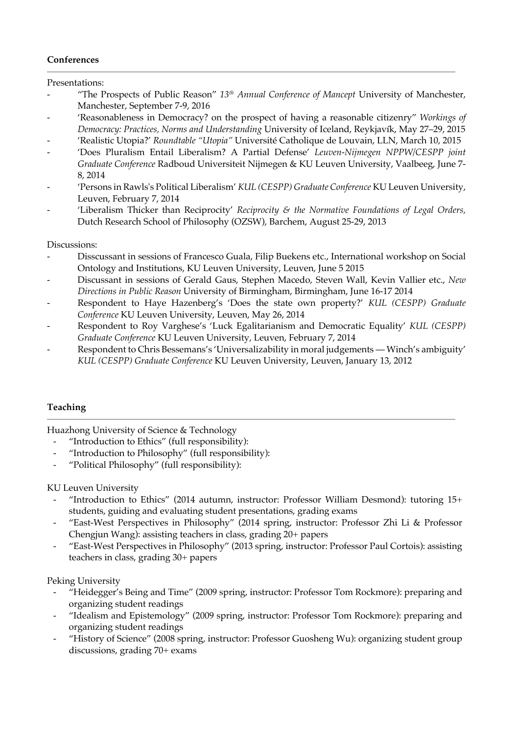**Conferences**

Presentations:

- "The Prospects of Public Reason" *13th Annual Conference of Mancept* University of Manchester, Manchester, September 7-9, 2016
- 'Reasonableness in Democracy? on the prospect of having a reasonable citizenry" *Workings of Democracy: Practices, Norms and Understanding* University of Iceland, Reykjavík, May 27–29, 2015
- 'Realistic Utopia?' *Roundtable "Utopia"* Université Catholique de Louvain, LLN, March 10, 2015
- 'Does Pluralism Entail Liberalism? A Partial Defense' *Leuven-Nijmegen NPPW/CESPP joint Graduate Conference* Radboud Universiteit Nijmegen & KU Leuven University, Vaalbeeg, June 7-8, 2014
- 'Persons in Rawls's Political Liberalism' *KUL (CESPP) Graduate Conference* KU Leuven University, Leuven, February 7, 2014
- 'Liberalism Thicker than Reciprocity' *Reciprocity & the Normative Foundations of Legal Orders,* Dutch Research School of Philosophy (OZSW), Barchem, August 25-29, 2013

Discussions:

- Disscussant in sessions of Francesco Guala, Filip Buekens etc., International workshop on Social Ontology and Institutions, KU Leuven University, Leuven, June 5 2015
- Discussant in sessions of Gerald Gaus, Stephen Macedo, Steven Wall, Kevin Vallier etc., *New Directions in Public Reason* University of Birmingham, Birmingham, June 16-17 2014
- Respondent to Haye Hazenberg's 'Does the state own property?' *KUL (CESPP) Graduate Conference* KU Leuven University, Leuven, May 26, 2014
- Respondent to Roy Varghese's 'Luck Egalitarianism and Democratic Equality' *KUL (CESPP) Graduate Conference* KU Leuven University, Leuven, February 7, 2014
- Respondent to Chris Bessemans's 'Universalizability in moral judgements — Winch's ambiguity' *KUL (CESPP) Graduate Conference* KU Leuven University, Leuven, January 13, 2012

**Teaching**

Huazhong University of Science & Technology

- "Introduction to Ethics" (full responsibility):
- "Introduction to Philosophy" (full responsibility):
- "Political Philosophy" (full responsibility):

KU Leuven University

- "Introduction to Ethics" (2014 autumn, instructor: Professor William Desmond): tutoring 15+ students, guiding and evaluating student presentations, grading exams
- "East-West Perspectives in Philosophy" (2014 spring, instructor: Professor Zhi Li & Professor Chengjun Wang): assisting teachers in class, grading 20+ papers
- "East-West Perspectives in Philosophy" (2013 spring, instructor: Professor Paul Cortois): assisting teachers in class, grading 30+ papers

Peking University

- "Heidegger's Being and Time" (2009 spring, instructor: Professor Tom Rockmore): preparing and organizing student readings
- "Idealism and Epistemology" (2009 spring, instructor: Professor Tom Rockmore): preparing and organizing student readings
- "History of Science" (2008 spring, instructor: Professor Guosheng Wu): organizing student group discussions, grading 70+ exams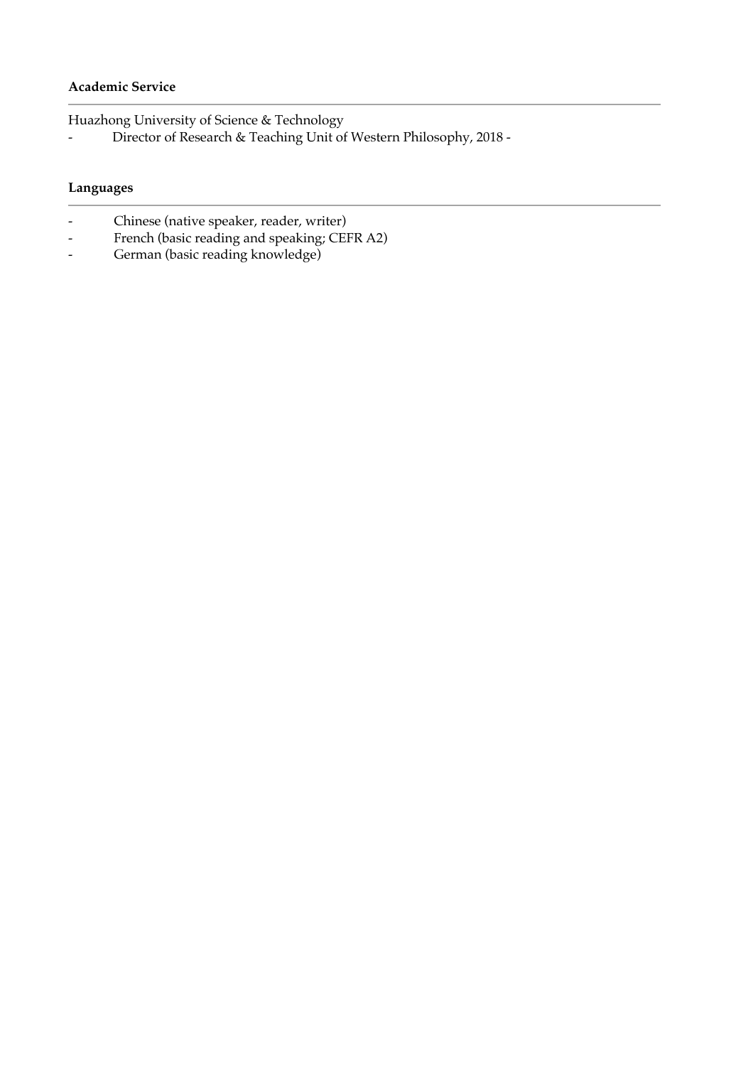### Academic Service

Huazhong University of Science & Technology

- Director of Research & Teaching Unit of Western Philosophy, 2018 -

### Languages

- Chinese (native speaker, reader, writer)
- French (basic reading and speaking; CEFR A2)
- German (basic reading knowledge)